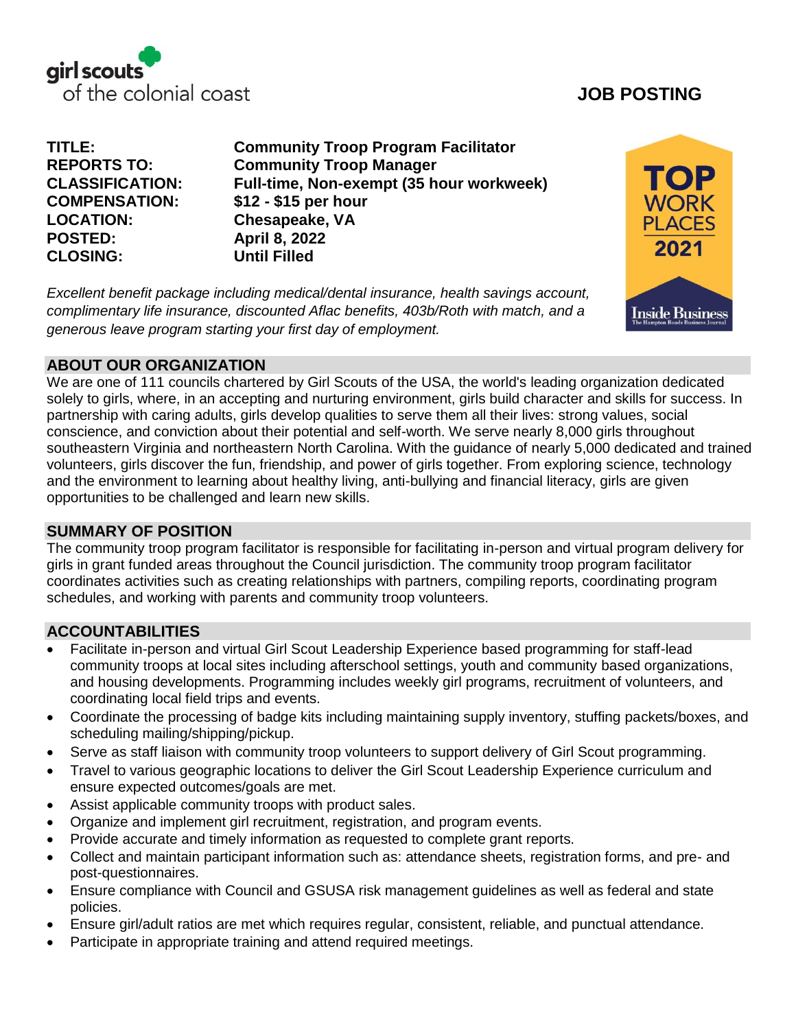girl scouts of the colonial coast

# JOB POSTING

| | |
|---|---|
| **TITLE:** | **Community Troop Program Facilitator** |
| **REPORTS TO:** | **Community Troop Manager** |
| **CLASSIFICATION:** | **Full-time, Non-exempt (35 hour workweek)** |
| **COMPENSATION:** | **$12 - $15 per hour** |
| **LOCATION:** | **Chesapeake, VA** |
| **POSTED:** | **April 8, 2022** |
| **CLOSING:** | **Until Filled** |

TOP WORK PLACES 2021 — Inside Business, The Hampton Roads Business Journal

*Excellent benefit package including medical/dental insurance, health savings account, complimentary life insurance, discounted Aflac benefits, 403b/Roth with match, and a generous leave program starting your first day of employment.*

## ABOUT OUR ORGANIZATION

We are one of 111 councils chartered by Girl Scouts of the USA, the world's leading organization dedicated solely to girls, where, in an accepting and nurturing environment, girls build character and skills for success. In partnership with caring adults, girls develop qualities to serve them all their lives: strong values, social conscience, and conviction about their potential and self-worth. We serve nearly 8,000 girls throughout southeastern Virginia and northeastern North Carolina. With the guidance of nearly 5,000 dedicated and trained volunteers, girls discover the fun, friendship, and power of girls together. From exploring science, technology and the environment to learning about healthy living, anti-bullying and financial literacy, girls are given opportunities to be challenged and learn new skills.

## SUMMARY OF POSITION

The community troop program facilitator is responsible for facilitating in-person and virtual program delivery for girls in grant funded areas throughout the Council jurisdiction. The community troop program facilitator coordinates activities such as creating relationships with partners, compiling reports, coordinating program schedules, and working with parents and community troop volunteers.

## ACCOUNTABILITIES

- Facilitate in-person and virtual Girl Scout Leadership Experience based programming for staff-lead community troops at local sites including afterschool settings, youth and community based organizations, and housing developments. Programming includes weekly girl programs, recruitment of volunteers, and coordinating local field trips and events.
- Coordinate the processing of badge kits including maintaining supply inventory, stuffing packets/boxes, and scheduling mailing/shipping/pickup.
- Serve as staff liaison with community troop volunteers to support delivery of Girl Scout programming.
- Travel to various geographic locations to deliver the Girl Scout Leadership Experience curriculum and ensure expected outcomes/goals are met.
- Assist applicable community troops with product sales.
- Organize and implement girl recruitment, registration, and program events.
- Provide accurate and timely information as requested to complete grant reports.
- Collect and maintain participant information such as: attendance sheets, registration forms, and pre- and post-questionnaires.
- Ensure compliance with Council and GSUSA risk management guidelines as well as federal and state policies.
- Ensure girl/adult ratios are met which requires regular, consistent, reliable, and punctual attendance.
- Participate in appropriate training and attend required meetings.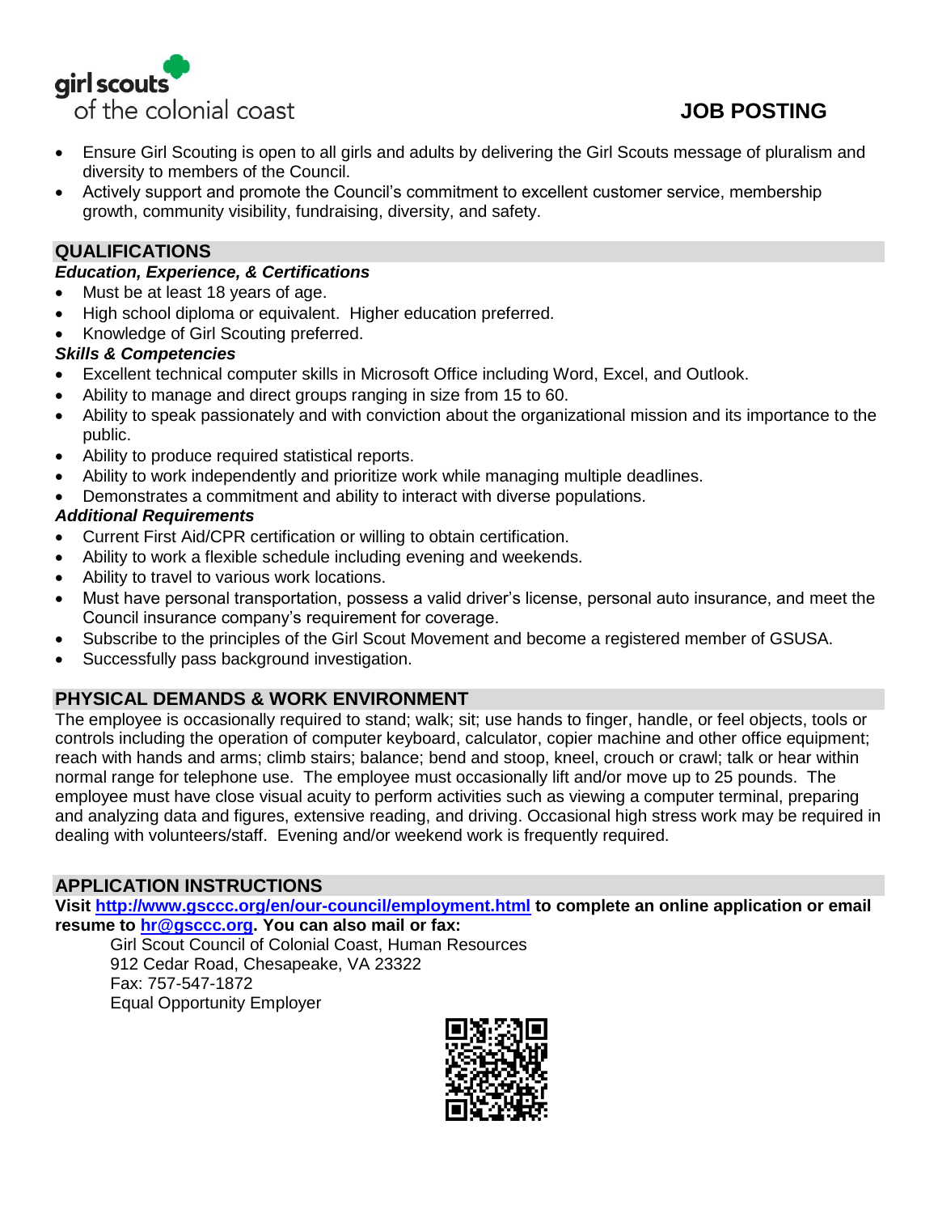- Ensure Girl Scouting is open to all girls and adults by delivering the Girl Scouts message of pluralism and diversity to members of the Council.
- Actively support and promote the Council's commitment to excellent customer service, membership growth, community visibility, fundraising, diversity, and safety.

## QUALIFICATIONS

***Education, Experience, & Certifications***

- Must be at least 18 years of age.
- High school diploma or equivalent. Higher education preferred.
- Knowledge of Girl Scouting preferred.

***Skills & Competencies***

- Excellent technical computer skills in Microsoft Office including Word, Excel, and Outlook.
- Ability to manage and direct groups ranging in size from 15 to 60.
- Ability to speak passionately and with conviction about the organizational mission and its importance to the public.
- Ability to produce required statistical reports.
- Ability to work independently and prioritize work while managing multiple deadlines.
- Demonstrates a commitment and ability to interact with diverse populations.

***Additional Requirements***

- Current First Aid/CPR certification or willing to obtain certification.
- Ability to work a flexible schedule including evening and weekends.
- Ability to travel to various work locations.
- Must have personal transportation, possess a valid driver's license, personal auto insurance, and meet the Council insurance company's requirement for coverage.
- Subscribe to the principles of the Girl Scout Movement and become a registered member of GSUSA.
- Successfully pass background investigation.

## PHYSICAL DEMANDS & WORK ENVIRONMENT

The employee is occasionally required to stand; walk; sit; use hands to finger, handle, or feel objects, tools or controls including the operation of computer keyboard, calculator, copier machine and other office equipment; reach with hands and arms; climb stairs; balance; bend and stoop, kneel, crouch or crawl; talk or hear within normal range for telephone use. The employee must occasionally lift and/or move up to 25 pounds. The employee must have close visual acuity to perform activities such as viewing a computer terminal, preparing and analyzing data and figures, extensive reading, and driving. Occasional high stress work may be required in dealing with volunteers/staff. Evening and/or weekend work is frequently required.

## APPLICATION INSTRUCTIONS

**Visit http://www.gsccc.org/en/our-council/employment.html to complete an online application or email resume to hr@gsccc.org. You can also mail or fax:**

Girl Scout Council of Colonial Coast, Human Resources
912 Cedar Road, Chesapeake, VA 23322
Fax: 757-547-1872
Equal Opportunity Employer